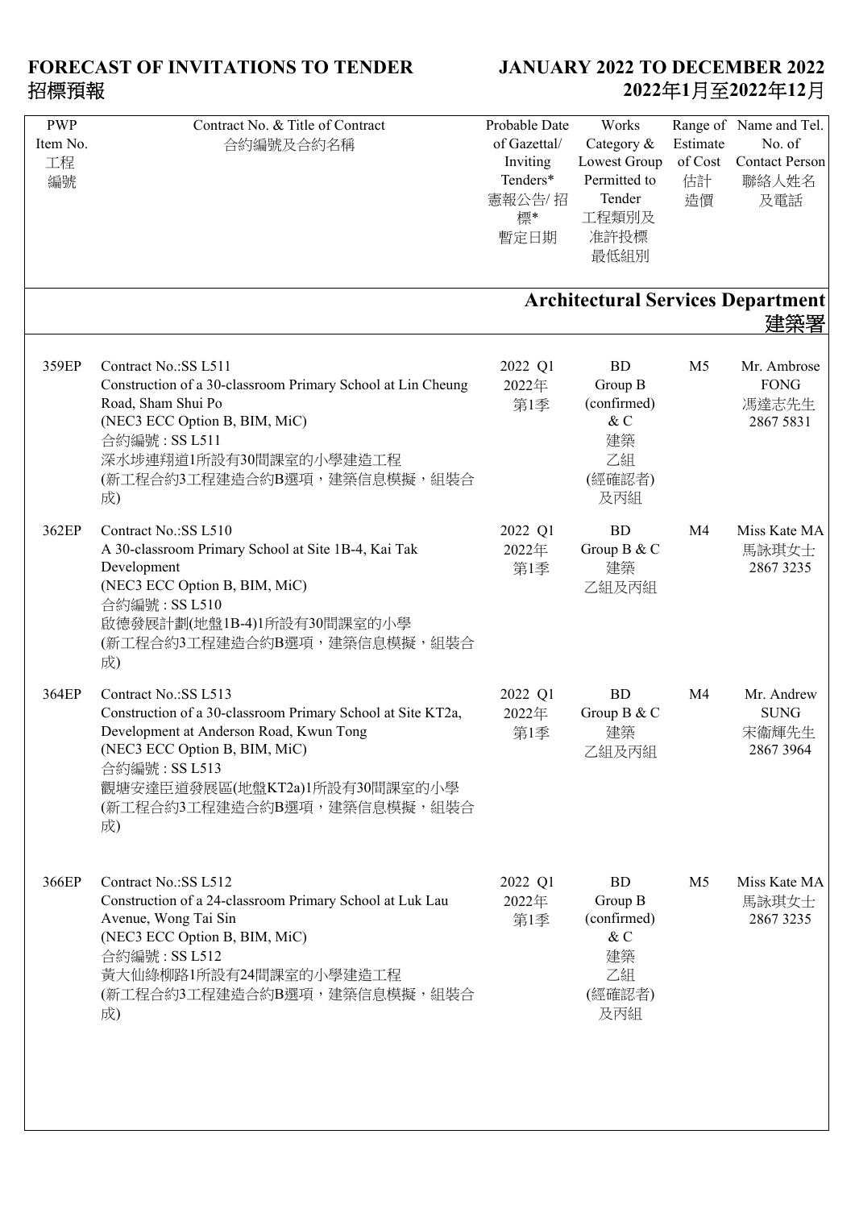# FORECAST OF INVITATIONS TO TENDER 招標預報

**JANUARY 2022 TO DECEMBER 2022**
**2022年1月至2022年12月**

| PWP Item No. 工程編號 | Contract No. & Title of Contract 合約編號及合約名稱 | Probable Date of Gazettal/ Inviting Tenders* 憲報公告/ 招標* 暫定日期 | Works Category & Lowest Group Permitted to Tender 工程類別及准許投標最低組別 | Range of Estimate of Cost 估計造價 | Name and Tel. No. of Contact Person 聯絡人姓名及電話 |
|---|---|---|---|---|---|
| | | | | | **Architectural Services Department 建築署** |
| 359EP | Contract No.:SS L511<br>Construction of a 30-classroom Primary School at Lin Cheung Road, Sham Shui Po<br>(NEC3 ECC Option B, BIM, MiC)<br>合約編號 : SS L511<br>深水埗連翔道1所設有30間課室的小學建造工程<br>(新工程合約3工程建造合約B選項，建築信息模擬，組裝合成) | 2022 Q1<br>2022年第1季 | BD<br>Group B (confirmed) & C<br>建築<br>乙組(經確認者)及丙組 | M5 | Mr. Ambrose FONG<br>馮達志先生<br>2867 5831 |
| 362EP | Contract No.:SS L510<br>A 30-classroom Primary School at Site 1B-4, Kai Tak Development<br>(NEC3 ECC Option B, BIM, MiC)<br>合約編號 : SS L510<br>啟德發展計劃(地盤1B-4)1所設有30間課室的小學<br>(新工程合約3工程建造合約B選項，建築信息模擬，組裝合成) | 2022 Q1<br>2022年第1季 | BD<br>Group B & C<br>建築<br>乙組及丙組 | M4 | Miss Kate MA<br>馬詠琪女士<br>2867 3235 |
| 364EP | Contract No.:SS L513<br>Construction of a 30-classroom Primary School at Site KT2a, Development at Anderson Road, Kwun Tong<br>(NEC3 ECC Option B, BIM, MiC)<br>合約編號 : SS L513<br>觀塘安達臣道發展區(地盤KT2a)1所設有30間課室的小學<br>(新工程合約3工程建造合約B選項，建築信息模擬，組裝合成) | 2022 Q1<br>2022年第1季 | BD<br>Group B & C<br>建築<br>乙組及丙組 | M4 | Mr. Andrew SUNG<br>宋衞輝先生<br>2867 3964 |
| 366EP | Contract No.:SS L512<br>Construction of a 24-classroom Primary School at Luk Lau Avenue, Wong Tai Sin<br>(NEC3 ECC Option B, BIM, MiC)<br>合約編號 : SS L512<br>黃大仙綠柳路1所設有24間課室的小學建造工程<br>(新工程合約3工程建造合約B選項，建築信息模擬，組裝合成) | 2022 Q1<br>2022年第1季 | BD<br>Group B (confirmed) & C<br>建築<br>乙組(經確認者)及丙組 | M5 | Miss Kate MA<br>馬詠琪女士<br>2867 3235 |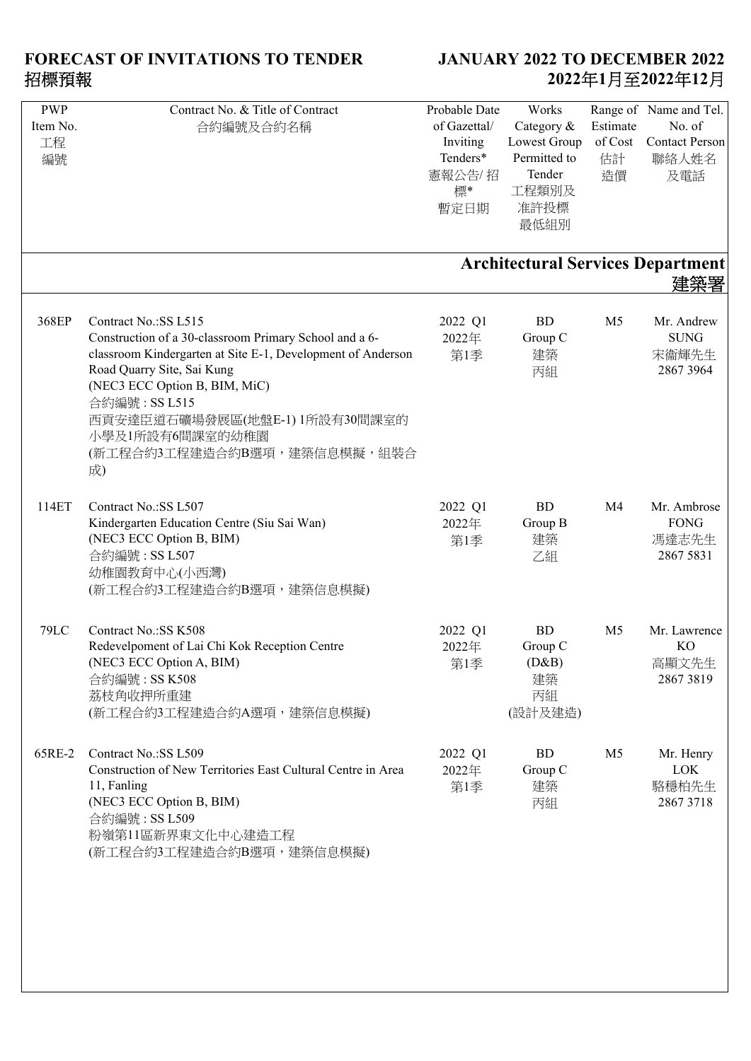# FORECAST OF INVITATIONS TO TENDER JANUARY 2022 TO DECEMBER 2022
# 招標預報 2022年1月至2022年12月

| PWP Item No. 工程編號 | Contract No. & Title of Contract 合約編號及合約名稱 | Probable Date of Gazettal/ Inviting Tenders* 憲報公告/ 招標* 暫定日期 | Works Category & Lowest Group Permitted to Tender 工程類別及准許投標最低組別 | Range of Estimate of Cost 估計造價 | Name and Tel. No. of Contact Person 聯絡人姓名及電話 |
|---|---|---|---|---|---|
| | **Architectural Services Department 建築署** | | | | |
| 368EP | Contract No.:SS L515<br>Construction of a 30-classroom Primary School and a 6-classroom Kindergarten at Site E-1, Development of Anderson Road Quarry Site, Sai Kung<br>(NEC3 ECC Option B, BIM, MiC)<br>合約編號 : SS L515<br>西貢安達臣道石礦場發展區(地盤E-1) 1所設有30間課室的小學及1所設有6間課室的幼稚園<br>(新工程合約3工程建造合約B選項，建築信息模擬，組裝合成) | 2022 Q1<br>2022年<br>第1季 | BD<br>Group C<br>建築<br>丙組 | M5 | Mr. Andrew SUNG<br>宋衞輝先生<br>2867 3964 |
| 114ET | Contract No.:SS L507<br>Kindergarten Education Centre (Siu Sai Wan)<br>(NEC3 ECC Option B, BIM)<br>合約編號 : SS L507<br>幼稚園教育中心(小西灣)<br>(新工程合約3工程建造合約B選項，建築信息模擬) | 2022 Q1<br>2022年<br>第1季 | BD<br>Group B<br>建築<br>乙組 | M4 | Mr. Ambrose FONG<br>馮達志先生<br>2867 5831 |
| 79LC | Contract No.:SS K508<br>Redevelpoment of Lai Chi Kok Reception Centre<br>(NEC3 ECC Option A, BIM)<br>合約編號 : SS K508<br>荔枝角收押所重建<br>(新工程合約3工程建造合約A選項，建築信息模擬) | 2022 Q1<br>2022年<br>第1季 | BD<br>Group C<br>(D&B)<br>建築<br>丙組<br>(設計及建造) | M5 | Mr. Lawrence KO<br>高顯文先生<br>2867 3819 |
| 65RE-2 | Contract No.:SS L509<br>Construction of New Territories East Cultural Centre in Area 11, Fanling<br>(NEC3 ECC Option B, BIM)<br>合約編號 : SS L509<br>粉嶺第11區新界東文化中心建造工程<br>(新工程合約3工程建造合約B選項，建築信息模擬) | 2022 Q1<br>2022年<br>第1季 | BD<br>Group C<br>建築<br>丙組 | M5 | Mr. Henry LOK<br>駱穩柏先生<br>2867 3718 |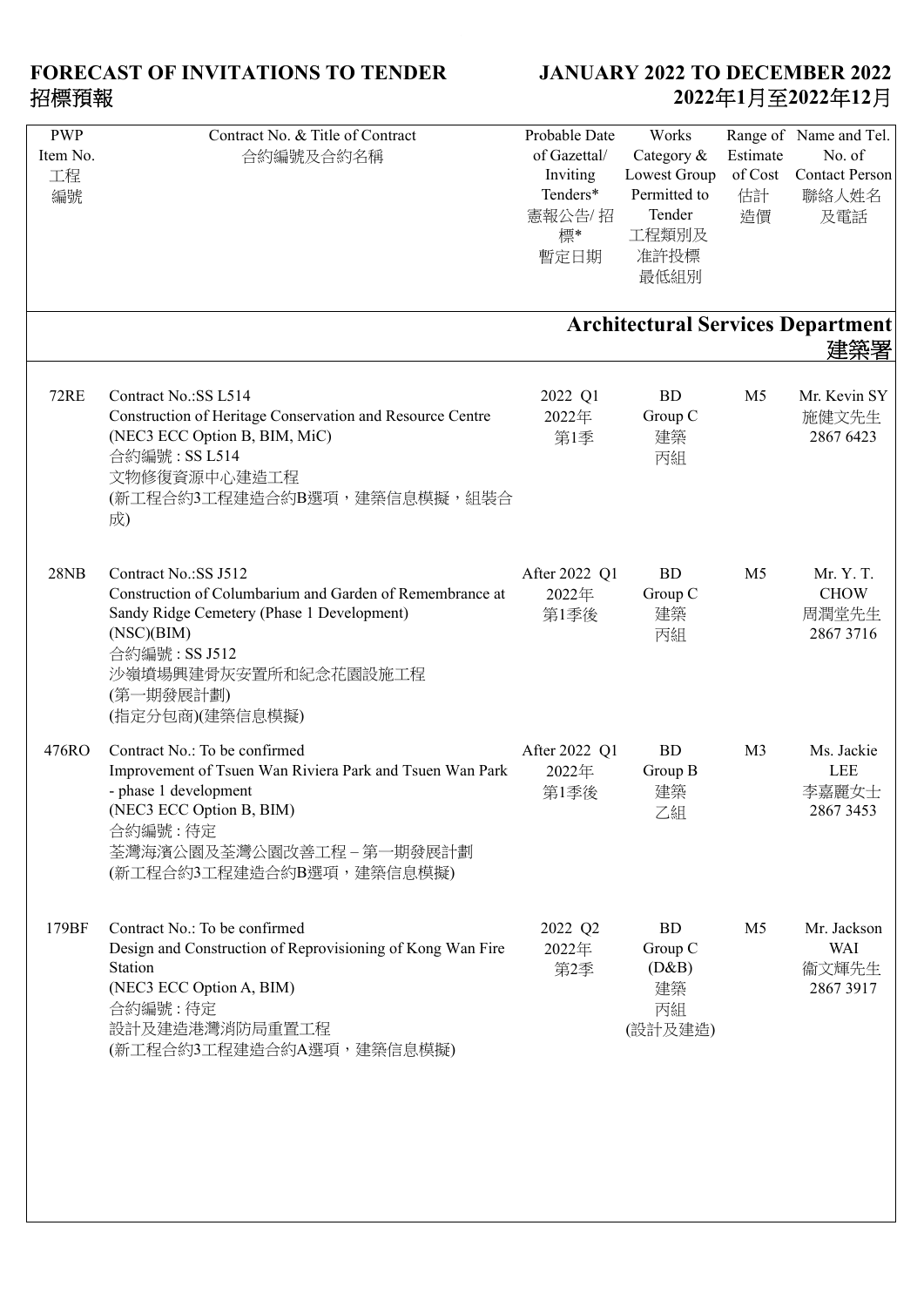# FORECAST OF INVITATIONS TO TENDER 招標預報

## JANUARY 2022 TO DECEMBER 2022 2022年1月至2022年12月

| PWP Item No. 工程編號 | Contract No. & Title of Contract 合約編號及合約名稱 | Probable Date of Gazettal/ Inviting Tenders* 憲報公告/招標* 暫定日期 | Works Category & Lowest Group Permitted to Tender 工程類別及准許投標最低組別 | Range of Estimate of Cost 估計造價 | Name and Tel. No. of Contact Person 聯絡人姓名及電話 |
|---|---|---|---|---|---|
| **Architectural Services Department 建築署** | | | | | |
| 72RE | Contract No.:SS L514<br>Construction of Heritage Conservation and Resource Centre (NEC3 ECC Option B, BIM, MiC)<br>合約編號 : SS L514<br>文物修復資源中心建造工程<br>(新工程合約3工程建造合約B選項，建築信息模擬，組裝合成) | 2022 Q1<br>2022年第1季 | BD Group C<br>建築丙組 | M5 | Mr. Kevin SY<br>施健文先生<br>2867 6423 |
| 28NB | Contract No.:SS J512<br>Construction of Columbarium and Garden of Remembrance at Sandy Ridge Cemetery (Phase 1 Development) (NSC)(BIM)<br>合約編號 : SS J512<br>沙嶺墳場興建骨灰安置所和紀念花園設施工程 (第一期發展計劃) (指定分包商)(建築信息模擬) | After 2022 Q1<br>2022年第1季後 | BD Group C<br>建築丙組 | M5 | Mr. Y. T. CHOW<br>周潤堂先生<br>2867 3716 |
| 476RO | Contract No.: To be confirmed<br>Improvement of Tsuen Wan Riviera Park and Tsuen Wan Park - phase 1 development (NEC3 ECC Option B, BIM)<br>合約編號 : 待定<br>荃灣海濱公園及荃灣公園改善工程 – 第一期發展計劃<br>(新工程合約3工程建造合約B選項，建築信息模擬) | After 2022 Q1<br>2022年第1季後 | BD Group B<br>建築乙組 | M3 | Ms. Jackie LEE<br>李嘉麗女士<br>2867 3453 |
| 179BF | Contract No.: To be confirmed<br>Design and Construction of Reprovisioning of Kong Wan Fire Station (NEC3 ECC Option A, BIM)<br>合約編號 : 待定<br>設計及建造港灣消防局重置工程<br>(新工程合約3工程建造合約A選項，建築信息模擬) | 2022 Q2<br>2022年第2季 | BD Group C (D&B)<br>建築丙組 (設計及建造) | M5 | Mr. Jackson WAI<br>衛文輝先生<br>2867 3917 |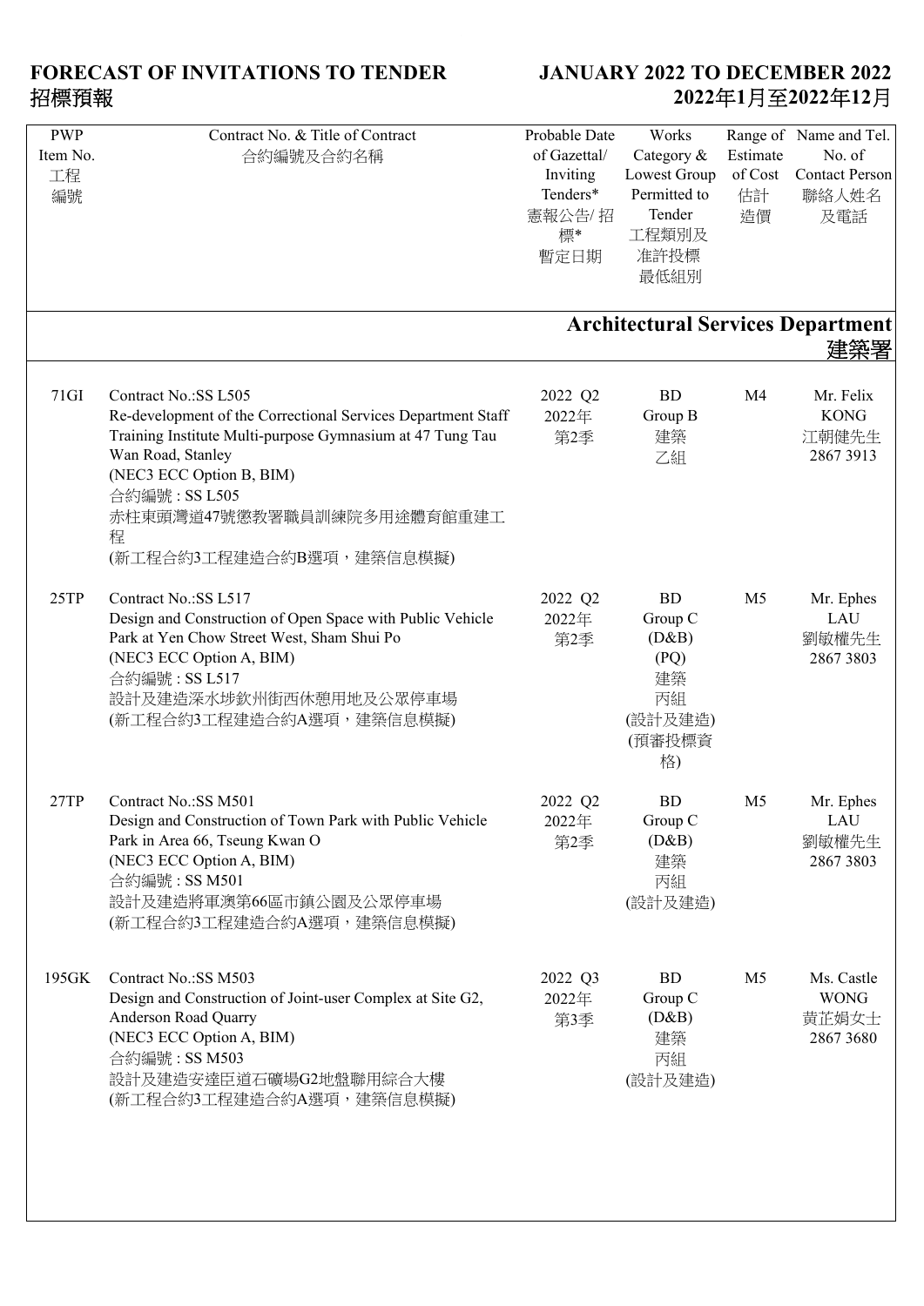# FORECAST OF INVITATIONS TO TENDER
# 招標預報

**JANUARY 2022 TO DECEMBER 2022**
**2022年1月至2022年12月**

| PWP Item No. 工程編號 | Contract No. & Title of Contract 合約編號及合約名稱 | Probable Date of Gazettal/ Inviting Tenders* 憲報公告/ 招標* 暫定日期 | Works Category & Lowest Group Permitted to Tender 工程類別及准許投標最低組別 | Range of Estimate of Cost 估計造價 | Name and Tel. No. of Contact Person 聯絡人姓名及電話 |
|---|---|---|---|---|---|
| | **Architectural Services Department 建築署** | | | | |
| 71GI | Contract No.:SS L505<br>Re-development of the Correctional Services Department Staff Training Institute Multi-purpose Gymnasium at 47 Tung Tau Wan Road, Stanley<br>(NEC3 ECC Option B, BIM)<br>合約編號 : SS L505<br>赤柱東頭灣道47號懲教署職員訓練院多用途體育館重建工程<br>(新工程合約3工程建造合約B選項，建築信息模擬) | 2022 Q2<br>2022年第2季 | BD<br>Group B<br>建築<br>乙組 | M4 | Mr. Felix KONG<br>江朝健先生<br>2867 3913 |
| 25TP | Contract No.:SS L517<br>Design and Construction of Open Space with Public Vehicle Park at Yen Chow Street West, Sham Shui Po<br>(NEC3 ECC Option A, BIM)<br>合約編號 : SS L517<br>設計及建造深水埗欽州街西休憩用地及公眾停車場<br>(新工程合約3工程建造合約A選項，建築信息模擬) | 2022 Q2<br>2022年第2季 | BD<br>Group C<br>(D&B)<br>(PQ)<br>建築<br>丙組<br>(設計及建造)<br>(預審投標資格) | M5 | Mr. Ephes LAU<br>劉敏權先生<br>2867 3803 |
| 27TP | Contract No.:SS M501<br>Design and Construction of Town Park with Public Vehicle Park in Area 66, Tseung Kwan O<br>(NEC3 ECC Option A, BIM)<br>合約編號 : SS M501<br>設計及建造將軍澳第66區市鎮公園及公眾停車場<br>(新工程合約3工程建造合約A選項，建築信息模擬) | 2022 Q2<br>2022年第2季 | BD<br>Group C<br>(D&B)<br>建築<br>丙組<br>(設計及建造) | M5 | Mr. Ephes LAU<br>劉敏權先生<br>2867 3803 |
| 195GK | Contract No.:SS M503<br>Design and Construction of Joint-user Complex at Site G2, Anderson Road Quarry<br>(NEC3 ECC Option A, BIM)<br>合約編號 : SS M503<br>設計及建造安達臣道石礦場G2地盤聯用綜合大樓<br>(新工程合約3工程建造合約A選項，建築信息模擬) | 2022 Q3<br>2022年第3季 | BD<br>Group C<br>(D&B)<br>建築<br>丙組<br>(設計及建造) | M5 | Ms. Castle WONG<br>黃芷娟女士<br>2867 3680 |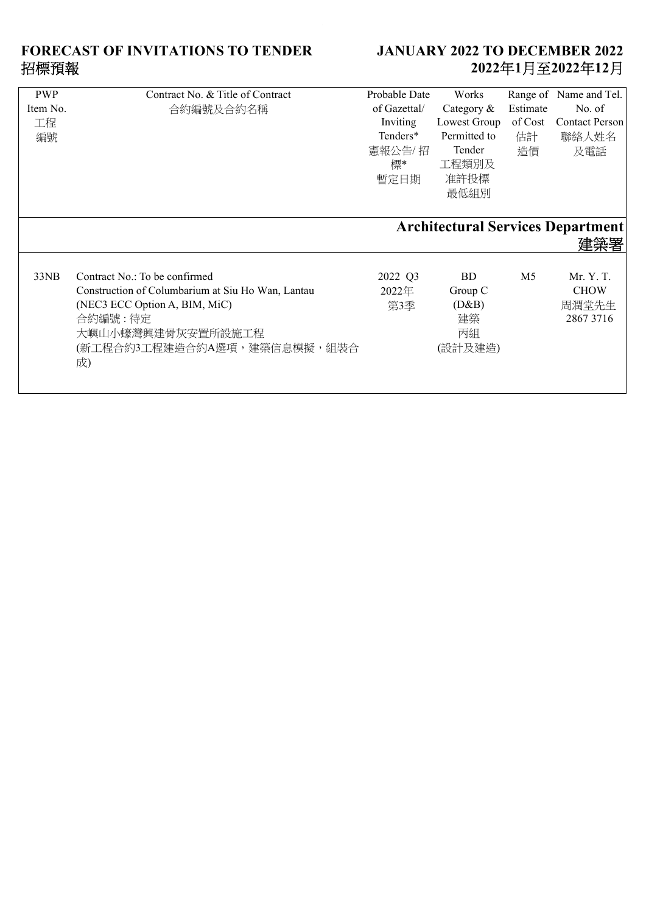# FORECAST OF INVITATIONS TO TENDER 招標預報

## JANUARY 2022 TO DECEMBER 2022 2022年1月至2022年12月

| PWP Item No. 工程編號 | Contract No. & Title of Contract 合約編號及合約名稱 | Probable Date of Gazettal/ Inviting Tenders* 憲報公告/ 招標* 暫定日期 | Works Category & Lowest Group Permitted to Tender 工程類別及准許投標最低組別 | Range of Estimate of Cost 估計造價 | Name and Tel. No. of Contact Person 聯絡人姓名及電話 |
|---|---|---|---|---|---|
| **Architectural Services Department 建築署** | | | | | |
| 33NB | Contract No.: To be confirmed<br>Construction of Columbarium at Siu Ho Wan, Lantau<br>(NEC3 ECC Option A, BIM, MiC)<br>合約編號 : 待定<br>大嶼山小蠔灣興建骨灰安置所設施工程<br>(新工程合約3工程建造合約A選項，建築信息模擬，組裝合成) | 2022 Q3<br>2022年<br>第3季 | BD<br>Group C<br>(D&B)<br>建築<br>丙組<br>(設計及建造) | M5 | Mr. Y. T. CHOW<br>周潤堂先生<br>2867 3716 |